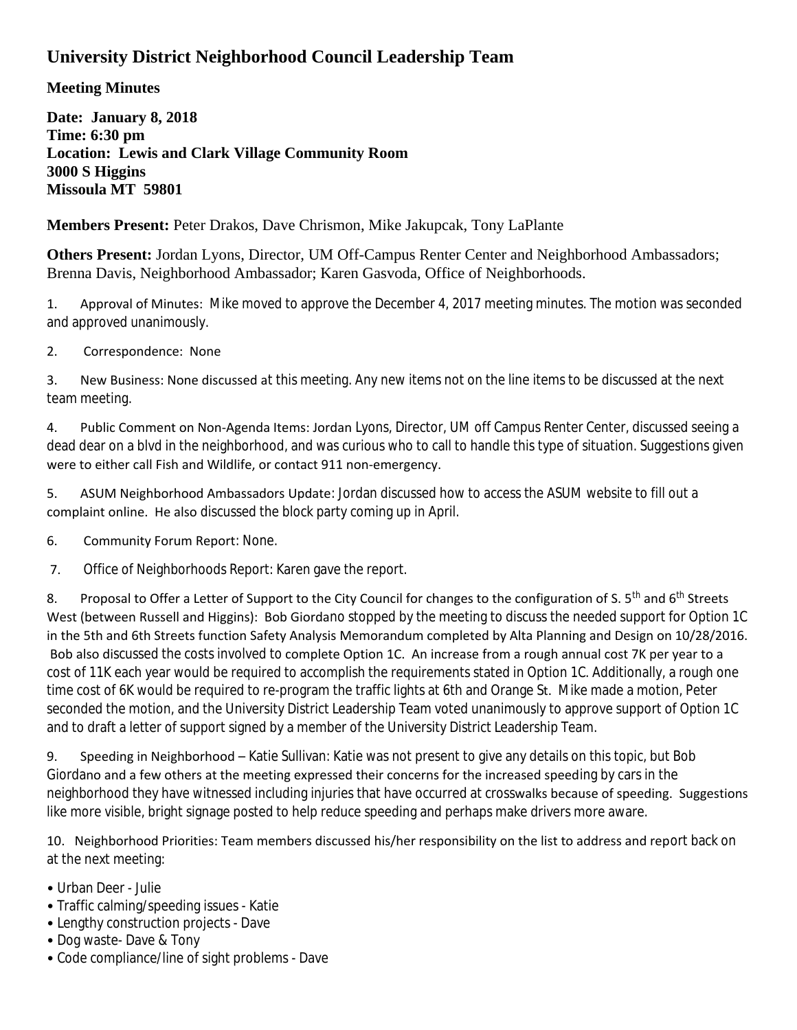# University District Neighborhood Council Leadership Team

**Meeting Minutes**

**Date: January 8, 2018**
**Time: 6:30 pm**
**Location: Lewis and Clark Village Community Room**
**3000 S Higgins**
**Missoula MT 59801**

**Members Present:** Peter Drakos, Dave Chrismon, Mike Jakupcak, Tony LaPlante

**Others Present:** Jordan Lyons, Director, UM Off-Campus Renter Center and Neighborhood Ambassadors; Brenna Davis, Neighborhood Ambassador; Karen Gasvoda, Office of Neighborhoods.

1. Approval of Minutes: Mike moved to approve the December 4, 2017 meeting minutes. The motion was seconded and approved unanimously.

2. Correspondence: None

3. New Business: None discussed at this meeting. Any new items not on the line items to be discussed at the next team meeting.

4. Public Comment on Non-Agenda Items: Jordan Lyons, Director, UM off Campus Renter Center, discussed seeing a dead dear on a blvd in the neighborhood, and was curious who to call to handle this type of situation. Suggestions given were to either call Fish and Wildlife, or contact 911 non-emergency.

5. ASUM Neighborhood Ambassadors Update: Jordan discussed how to access the ASUM website to fill out a complaint online. He also discussed the block party coming up in April.

6. Community Forum Report: None.

7. Office of Neighborhoods Report: Karen gave the report.

8. Proposal to Offer a Letter of Support to the City Council for changes to the configuration of S. 5th and 6th Streets West (between Russell and Higgins): Bob Giordano stopped by the meeting to discuss the needed support for Option 1C in the 5th and 6th Streets function Safety Analysis Memorandum completed by Alta Planning and Design on 10/28/2016. Bob also discussed the costs involved to complete Option 1C. An increase from a rough annual cost 7K per year to a cost of 11K each year would be required to accomplish the requirements stated in Option 1C. Additionally, a rough one time cost of 6K would be required to re-program the traffic lights at 6th and Orange St. Mike made a motion, Peter seconded the motion, and the University District Leadership Team voted unanimously to approve support of Option 1C and to draft a letter of support signed by a member of the University District Leadership Team.

9. Speeding in Neighborhood – Katie Sullivan: Katie was not present to give any details on this topic, but Bob Giordano and a few others at the meeting expressed their concerns for the increased speeding by cars in the neighborhood they have witnessed including injuries that have occurred at crosswalks because of speeding. Suggestions like more visible, bright signage posted to help reduce speeding and perhaps make drivers more aware.

10. Neighborhood Priorities: Team members discussed his/her responsibility on the list to address and report back on at the next meeting:

- Urban Deer - Julie
- Traffic calming/speeding issues - Katie
- Lengthy construction projects - Dave
- Dog waste- Dave & Tony
- Code compliance/line of sight problems - Dave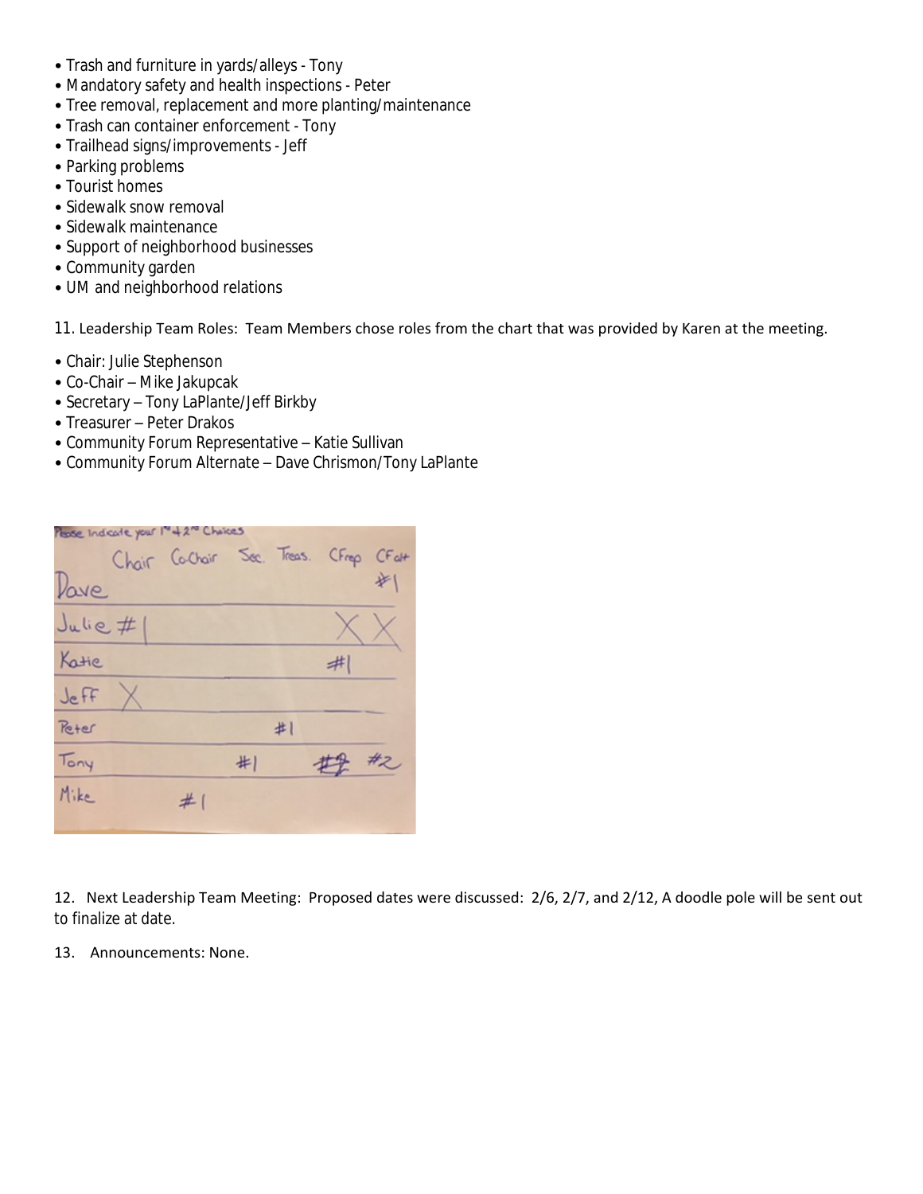- Trash and furniture in yards/alleys - Tony
- Mandatory safety and health inspections - Peter
- Tree removal, replacement and more planting/maintenance
- Trash can container enforcement - Tony
- Trailhead signs/improvements - Jeff
- Parking problems
- Tourist homes
- Sidewalk snow removal
- Sidewalk maintenance
- Support of neighborhood businesses
- Community garden
- UM and neighborhood relations

11. Leadership Team Roles: Team Members chose roles from the chart that was provided by Karen at the meeting.

- Chair: Julie Stephenson
- Co-Chair – Mike Jakupcak
- Secretary – Tony LaPlante/Jeff Birkby
- Treasurer – Peter Drakos
- Community Forum Representative – Katie Sullivan
- Community Forum Alternate – Dave Chrismon/Tony LaPlante

Please indicate your 1st + 2nd Choices

| | Chair | Co-Chair | Sec. | Treas. | CFrep | CFalt |
|---|---|---|---|---|---|---|
| Dave | | | | | | #1 |
| Julie | #1 | | | | X | X |
| Katie | | | | | #1 | |
| Jeff | X | | | | | |
| Peter | | | | #1 | | |
| Tony | | | #1 | | #2 | #2 |
| Mike | | #1 | | | | |

12. Next Leadership Team Meeting: Proposed dates were discussed: 2/6, 2/7, and 2/12, A doodle pole will be sent out to finalize at date.

13. Announcements: None.